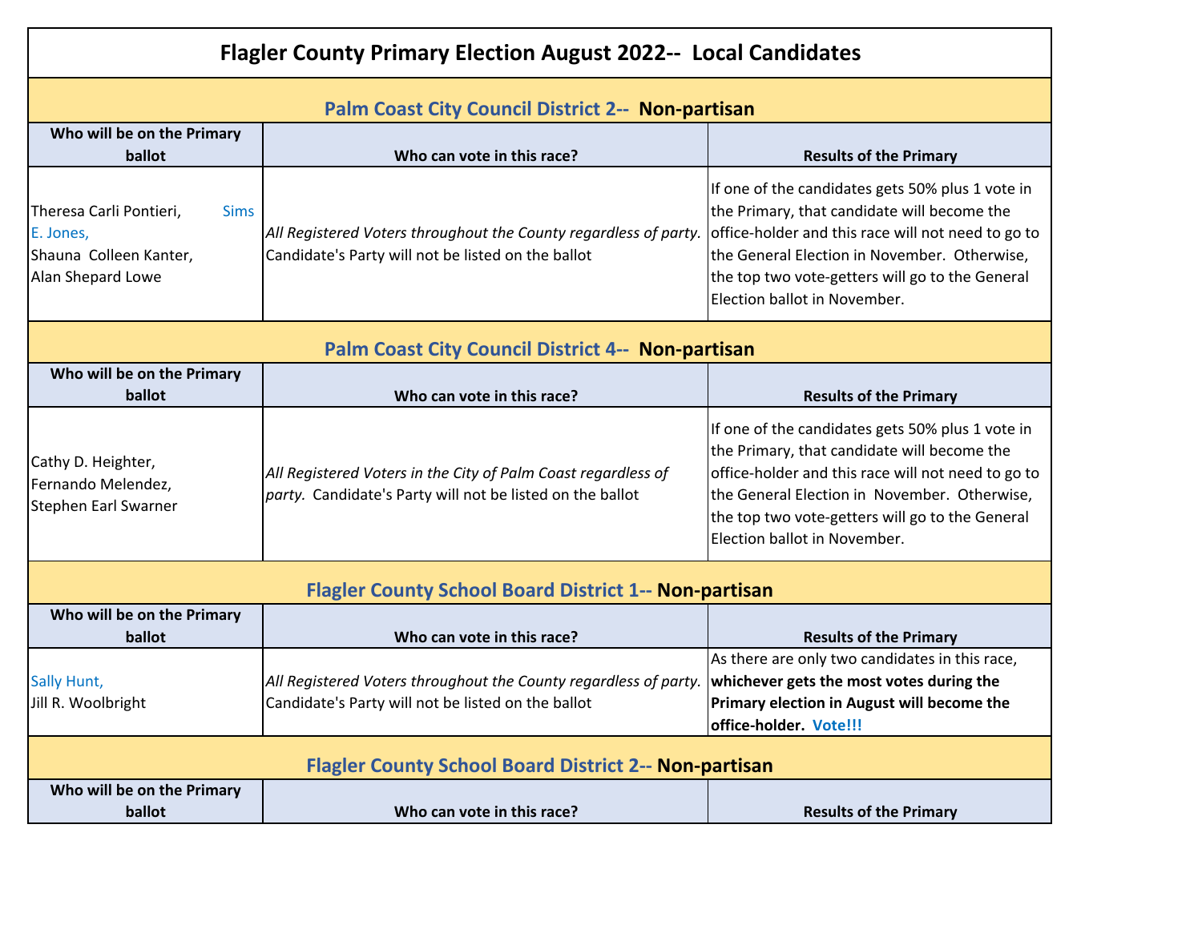# Flagler County Primary Election August 2022-- Local Candidates

## Palm Coast City Council District 2-- Non-partisan

| Who will be on the Primary ballot | Who can vote in this race? | Results of the Primary |
|---|---|---|
| Theresa Carli Pontieri, Sims E. Jones, Shauna Colleen Kanter, Alan Shepard Lowe | *All Registered Voters throughout the County regardless of party.* Candidate's Party will not be listed on the ballot | If one of the candidates gets 50% plus 1 vote in the Primary, that candidate will become the office-holder and this race will not need to go to the General Election in November. Otherwise, the top two vote-getters will go to the General Election ballot in November. |

## Palm Coast City Council District 4-- Non-partisan

| Who will be on the Primary ballot | Who can vote in this race? | Results of the Primary |
|---|---|---|
| Cathy D. Heighter, Fernando Melendez, Stephen Earl Swarner | *All Registered Voters in the City of Palm Coast regardless of party.* Candidate's Party will not be listed on the ballot | If one of the candidates gets 50% plus 1 vote in the Primary, that candidate will become the office-holder and this race will not need to go to the General Election in November. Otherwise, the top two vote-getters will go to the General Election ballot in November. |

## Flagler County School Board District 1-- Non-partisan

| Who will be on the Primary ballot | Who can vote in this race? | Results of the Primary |
|---|---|---|
| Sally Hunt, Jill R. Woolbright | *All Registered Voters throughout the County regardless of party.* Candidate's Party will not be listed on the ballot | As there are only two candidates in this race, **whichever gets the most votes during the Primary election in August will become the office-holder.** **Vote!!!** |

## Flagler County School Board District 2-- Non-partisan

| Who will be on the Primary ballot | Who can vote in this race? | Results of the Primary |
|---|---|---|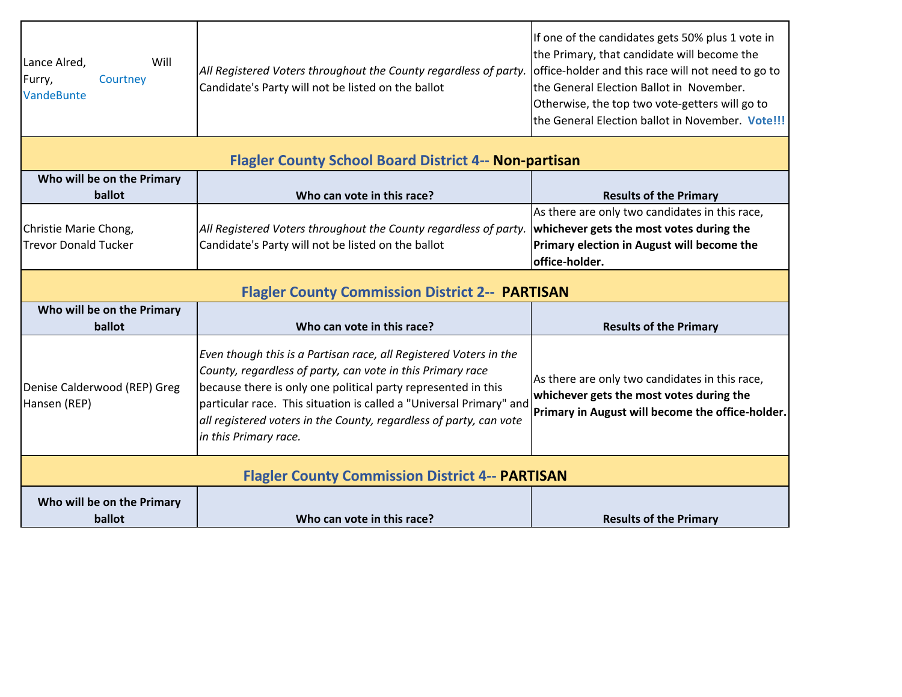| | | |
|---|---|---|
| Lance Alred, Will Furry, Courtney VandeBunte | *All Registered Voters throughout the County regardless of party.* Candidate's Party will not be listed on the ballot | If one of the candidates gets 50% plus 1 vote in the Primary, that candidate will become the office-holder and this race will not need to go to the General Election Ballot in November. Otherwise, the top two vote-getters will go to the General Election ballot in November. **Vote!!!** |

## Flagler County School Board District 4-- Non-partisan

| Who will be on the Primary ballot | Who can vote in this race? | Results of the Primary |
|---|---|---|
| Christie Marie Chong, Trevor Donald Tucker | *All Registered Voters throughout the County regardless of party.* Candidate's Party will not be listed on the ballot | As there are only two candidates in this race, **whichever gets the most votes during the Primary election in August will become the office-holder.** |

## Flagler County Commission District 2-- PARTISAN

| Who will be on the Primary ballot | Who can vote in this race? | Results of the Primary |
|---|---|---|
| Denise Calderwood (REP) Greg Hansen (REP) | *Even though this is a Partisan race, all Registered Voters in the County, regardless of party, can vote in this Primary race* because there is only one political party represented in this particular race. This situation is called a "Universal Primary" and *all registered voters in the County, regardless of party, can vote in this Primary race.* | As there are only two candidates in this race, **whichever gets the most votes during the Primary in August will become the office-holder.** |

## Flagler County Commission District 4-- PARTISAN

| Who will be on the Primary ballot | Who can vote in this race? | Results of the Primary |
|---|---|---|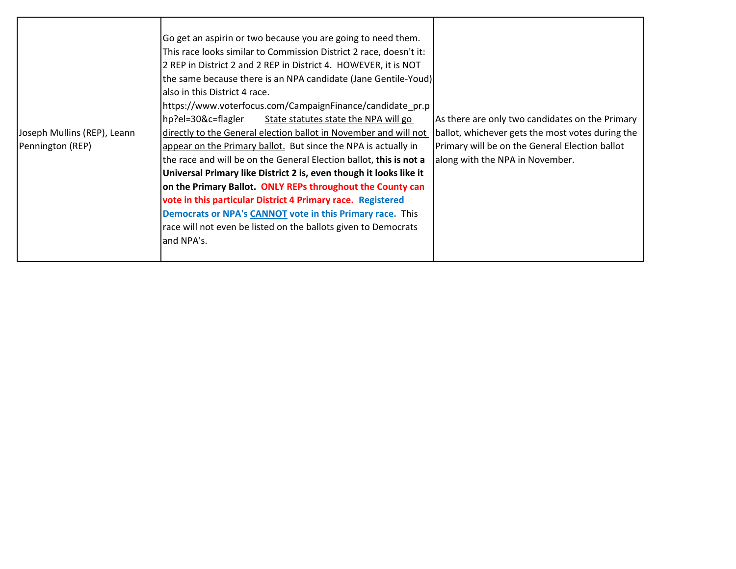| | | |
|---|---|---|
| Joseph Mullins (REP), Leann Pennington (REP) | Go get an aspirin or two because you are going to need them. This race looks similar to Commission District 2 race, doesn't it: 2 REP in District 2 and 2 REP in District 4. HOWEVER, it is NOT the same because there is an NPA candidate (Jane Gentile-Youd) also in this District 4 race. https://www.voterfocus.com/CampaignFinance/candidate_pr.php?el=30&c=flagler State statutes state the NPA will go directly to the General election ballot in November and will not appear on the Primary ballot. But since the NPA is actually in the race and will be on the General Election ballot, **this is not a Universal Primary like District 2 is, even though it looks like it on the Primary Ballot.** **ONLY REPs throughout the County can vote in this particular District 4 Primary race.** **Registered Democrats or NPA's CANNOT vote in this Primary race.** This race will not even be listed on the ballots given to Democrats and NPA's. | As there are only two candidates on the Primary ballot, whichever gets the most votes during the Primary will be on the General Election ballot along with the NPA in November. |